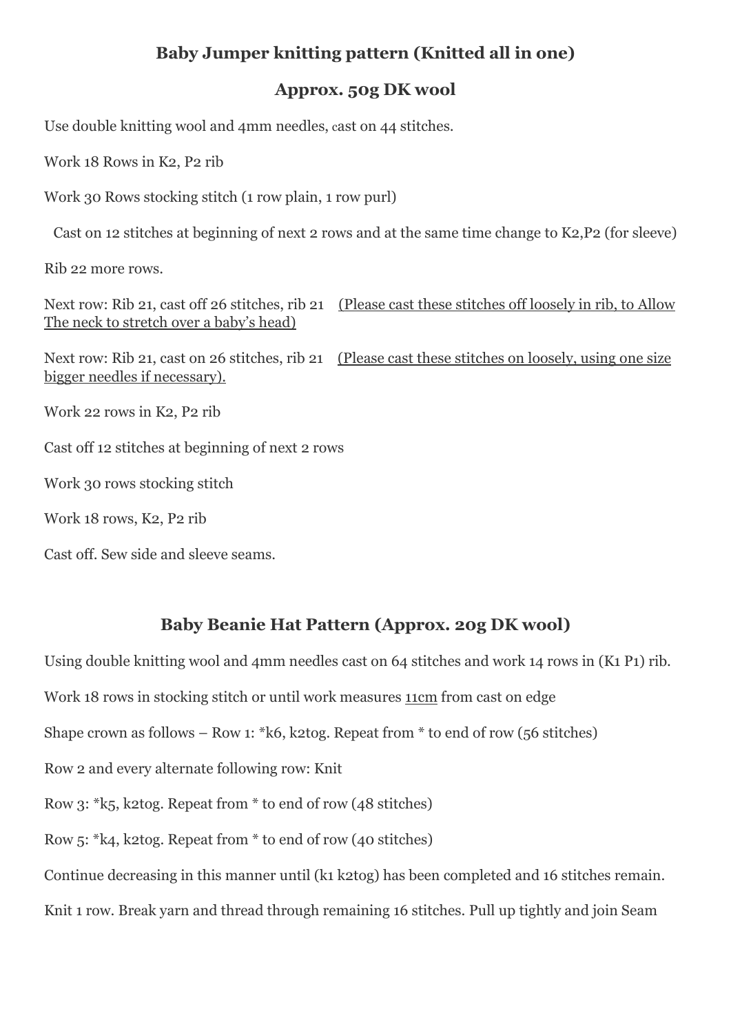## Baby Jumper knitting pattern (Knitted all in one)

## Approx. 50g DK wool

Use double knitting wool and 4mm needles, cast on 44 stitches.

Work 18 Rows in K2, P2 rib

Work 30 Rows stocking stitch (1 row plain, 1 row purl)

Cast on 12 stitches at beginning of next 2 rows and at the same time change to K2,P2 (for sleeve)

Rib 22 more rows.

Next row: Rib 21, cast off 26 stitches, rib 21 <u>(Please cast these stitches off loosely in rib, to Allow The neck to stretch over a baby's head)</u>

Next row: Rib 21, cast on 26 stitches, rib 21 <u>(Please cast these stitches on loosely, using one size bigger needles if necessary).</u>

Work 22 rows in K2, P2 rib

Cast off 12 stitches at beginning of next 2 rows

Work 30 rows stocking stitch

Work 18 rows, K2, P2 rib

Cast off. Sew side and sleeve seams.

## Baby Beanie Hat Pattern (Approx. 20g DK wool)

Using double knitting wool and 4mm needles cast on 64 stitches and work 14 rows in (K1 P1) rib.

Work 18 rows in stocking stitch or until work measures <u>11cm</u> from cast on edge

Shape crown as follows – Row 1: *k6, k2tog. Repeat from * to end of row (56 stitches)

Row 2 and every alternate following row: Knit

Row 3: *k5, k2tog. Repeat from * to end of row (48 stitches)

Row 5: *k4, k2tog. Repeat from * to end of row (40 stitches)

Continue decreasing in this manner until (k1 k2tog) has been completed and 16 stitches remain.

Knit 1 row. Break yarn and thread through remaining 16 stitches. Pull up tightly and join Seam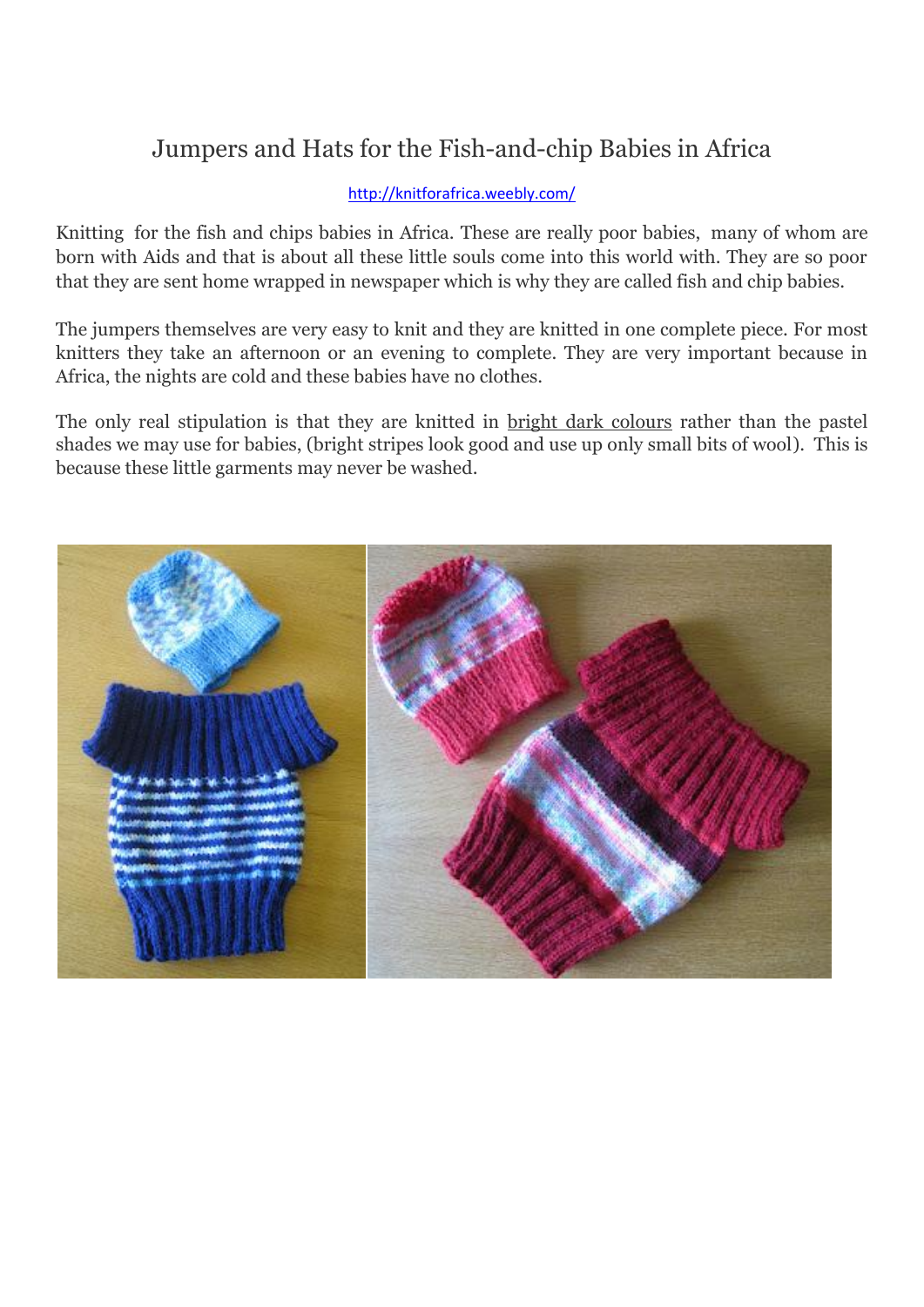# Jumpers and Hats for the Fish-and-chip Babies in Africa

http://knitforafrica.weebly.com/

Knitting for the fish and chips babies in Africa. These are really poor babies, many of whom are born with Aids and that is about all these little souls come into this world with. They are so poor that they are sent home wrapped in newspaper which is why they are called fish and chip babies.

The jumpers themselves are very easy to knit and they are knitted in one complete piece. For most knitters they take an afternoon or an evening to complete. They are very important because in Africa, the nights are cold and these babies have no clothes.

The only real stipulation is that they are knitted in bright dark colours rather than the pastel shades we may use for babies, (bright stripes look good and use up only small bits of wool). This is because these little garments may never be washed.